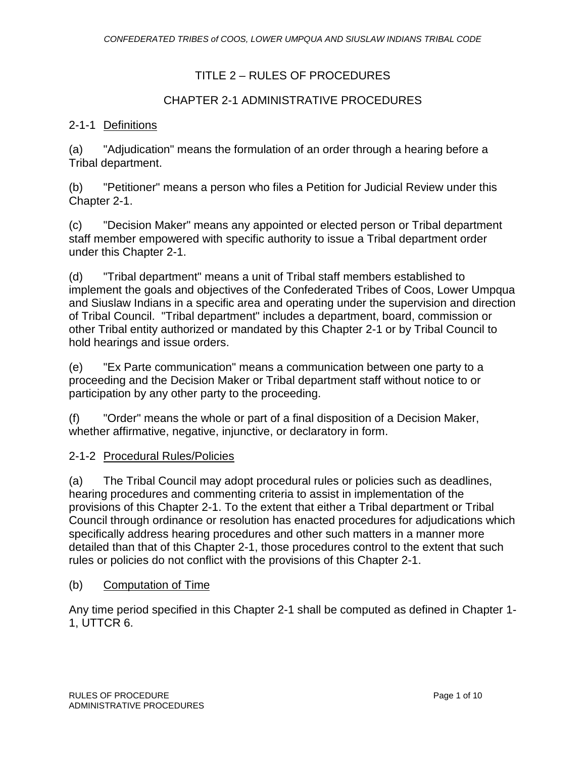# TITLE 2 – RULES OF PROCEDURES

## CHAPTER 2-1 ADMINISTRATIVE PROCEDURES

### 2-1-1 Definitions

(a) "Adjudication" means the formulation of an order through a hearing before a Tribal department.

(b) "Petitioner" means a person who files a Petition for Judicial Review under this Chapter 2-1.

(c) "Decision Maker" means any appointed or elected person or Tribal department staff member empowered with specific authority to issue a Tribal department order under this Chapter 2-1.

(d) "Tribal department" means a unit of Tribal staff members established to implement the goals and objectives of the Confederated Tribes of Coos, Lower Umpqua and Siuslaw Indians in a specific area and operating under the supervision and direction of Tribal Council. "Tribal department" includes a department, board, commission or other Tribal entity authorized or mandated by this Chapter 2-1 or by Tribal Council to hold hearings and issue orders.

(e) "Ex Parte communication" means a communication between one party to a proceeding and the Decision Maker or Tribal department staff without notice to or participation by any other party to the proceeding.

(f) "Order" means the whole or part of a final disposition of a Decision Maker, whether affirmative, negative, injunctive, or declaratory in form.

### 2-1-2 Procedural Rules/Policies

(a) The Tribal Council may adopt procedural rules or policies such as deadlines, hearing procedures and commenting criteria to assist in implementation of the provisions of this Chapter 2-1. To the extent that either a Tribal department or Tribal Council through ordinance or resolution has enacted procedures for adjudications which specifically address hearing procedures and other such matters in a manner more detailed than that of this Chapter 2-1, those procedures control to the extent that such rules or policies do not conflict with the provisions of this Chapter 2-1.

(b) Computation of Time

Any time period specified in this Chapter 2-1 shall be computed as defined in Chapter 1-1, UTTCR 6.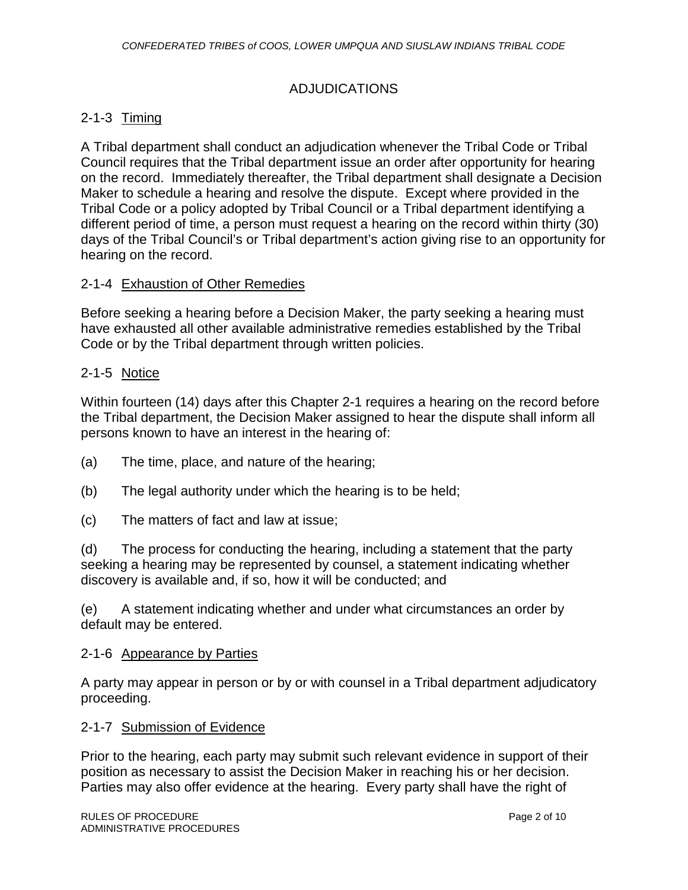## ADJUDICATIONS

### 2-1-3 Timing

A Tribal department shall conduct an adjudication whenever the Tribal Code or Tribal Council requires that the Tribal department issue an order after opportunity for hearing on the record. Immediately thereafter, the Tribal department shall designate a Decision Maker to schedule a hearing and resolve the dispute. Except where provided in the Tribal Code or a policy adopted by Tribal Council or a Tribal department identifying a different period of time, a person must request a hearing on the record within thirty (30) days of the Tribal Council's or Tribal department's action giving rise to an opportunity for hearing on the record.

### 2-1-4 Exhaustion of Other Remedies

Before seeking a hearing before a Decision Maker, the party seeking a hearing must have exhausted all other available administrative remedies established by the Tribal Code or by the Tribal department through written policies.

### 2-1-5 Notice

Within fourteen (14) days after this Chapter 2-1 requires a hearing on the record before the Tribal department, the Decision Maker assigned to hear the dispute shall inform all persons known to have an interest in the hearing of:

(a) The time, place, and nature of the hearing;

(b) The legal authority under which the hearing is to be held;

(c) The matters of fact and law at issue;

(d) The process for conducting the hearing, including a statement that the party seeking a hearing may be represented by counsel, a statement indicating whether discovery is available and, if so, how it will be conducted; and

(e) A statement indicating whether and under what circumstances an order by default may be entered.

### 2-1-6 Appearance by Parties

A party may appear in person or by or with counsel in a Tribal department adjudicatory proceeding.

### 2-1-7 Submission of Evidence

Prior to the hearing, each party may submit such relevant evidence in support of their position as necessary to assist the Decision Maker in reaching his or her decision. Parties may also offer evidence at the hearing. Every party shall have the right of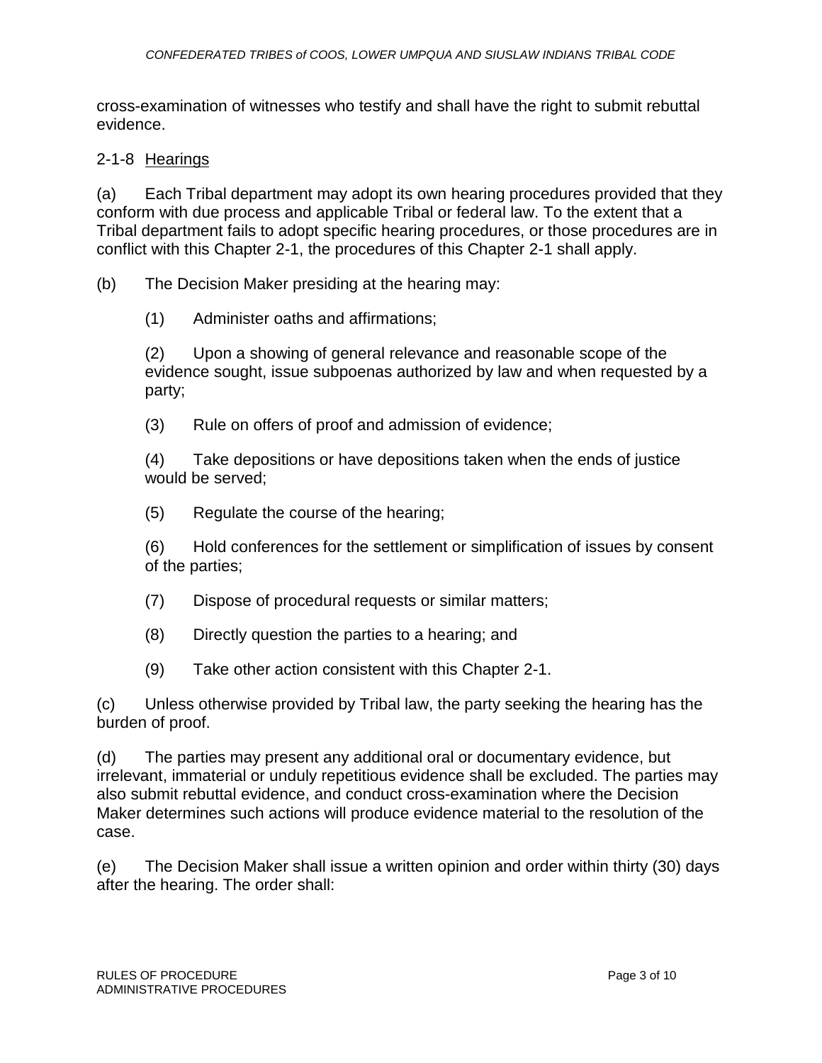cross-examination of witnesses who testify and shall have the right to submit rebuttal evidence.

2-1-8 Hearings

(a) Each Tribal department may adopt its own hearing procedures provided that they conform with due process and applicable Tribal or federal law. To the extent that a Tribal department fails to adopt specific hearing procedures, or those procedures are in conflict with this Chapter 2-1, the procedures of this Chapter 2-1 shall apply.

(b) The Decision Maker presiding at the hearing may:

(1) Administer oaths and affirmations;

(2) Upon a showing of general relevance and reasonable scope of the evidence sought, issue subpoenas authorized by law and when requested by a party;

(3) Rule on offers of proof and admission of evidence;

(4) Take depositions or have depositions taken when the ends of justice would be served;

(5) Regulate the course of the hearing;

(6) Hold conferences for the settlement or simplification of issues by consent of the parties;

(7) Dispose of procedural requests or similar matters;

(8) Directly question the parties to a hearing; and

(9) Take other action consistent with this Chapter 2-1.

(c) Unless otherwise provided by Tribal law, the party seeking the hearing has the burden of proof.

(d) The parties may present any additional oral or documentary evidence, but irrelevant, immaterial or unduly repetitious evidence shall be excluded. The parties may also submit rebuttal evidence, and conduct cross-examination where the Decision Maker determines such actions will produce evidence material to the resolution of the case.

(e) The Decision Maker shall issue a written opinion and order within thirty (30) days after the hearing. The order shall: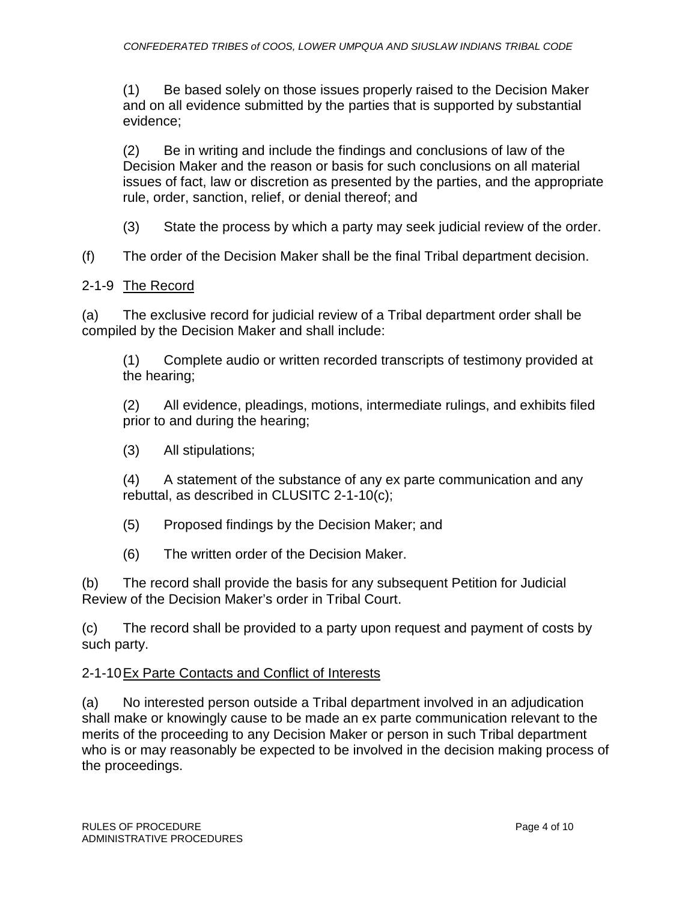(1) Be based solely on those issues properly raised to the Decision Maker and on all evidence submitted by the parties that is supported by substantial evidence;

(2) Be in writing and include the findings and conclusions of law of the Decision Maker and the reason or basis for such conclusions on all material issues of fact, law or discretion as presented by the parties, and the appropriate rule, order, sanction, relief, or denial thereof; and

(3) State the process by which a party may seek judicial review of the order.

(f) The order of the Decision Maker shall be the final Tribal department decision.

2-1-9 The Record

(a) The exclusive record for judicial review of a Tribal department order shall be compiled by the Decision Maker and shall include:

(1) Complete audio or written recorded transcripts of testimony provided at the hearing;

(2) All evidence, pleadings, motions, intermediate rulings, and exhibits filed prior to and during the hearing;

(3) All stipulations;

(4) A statement of the substance of any ex parte communication and any rebuttal, as described in CLUSITC 2-1-10(c);

(5) Proposed findings by the Decision Maker; and

(6) The written order of the Decision Maker.

(b) The record shall provide the basis for any subsequent Petition for Judicial Review of the Decision Maker's order in Tribal Court.

(c) The record shall be provided to a party upon request and payment of costs by such party.

2-1-10 Ex Parte Contacts and Conflict of Interests

(a) No interested person outside a Tribal department involved in an adjudication shall make or knowingly cause to be made an ex parte communication relevant to the merits of the proceeding to any Decision Maker or person in such Tribal department who is or may reasonably be expected to be involved in the decision making process of the proceedings.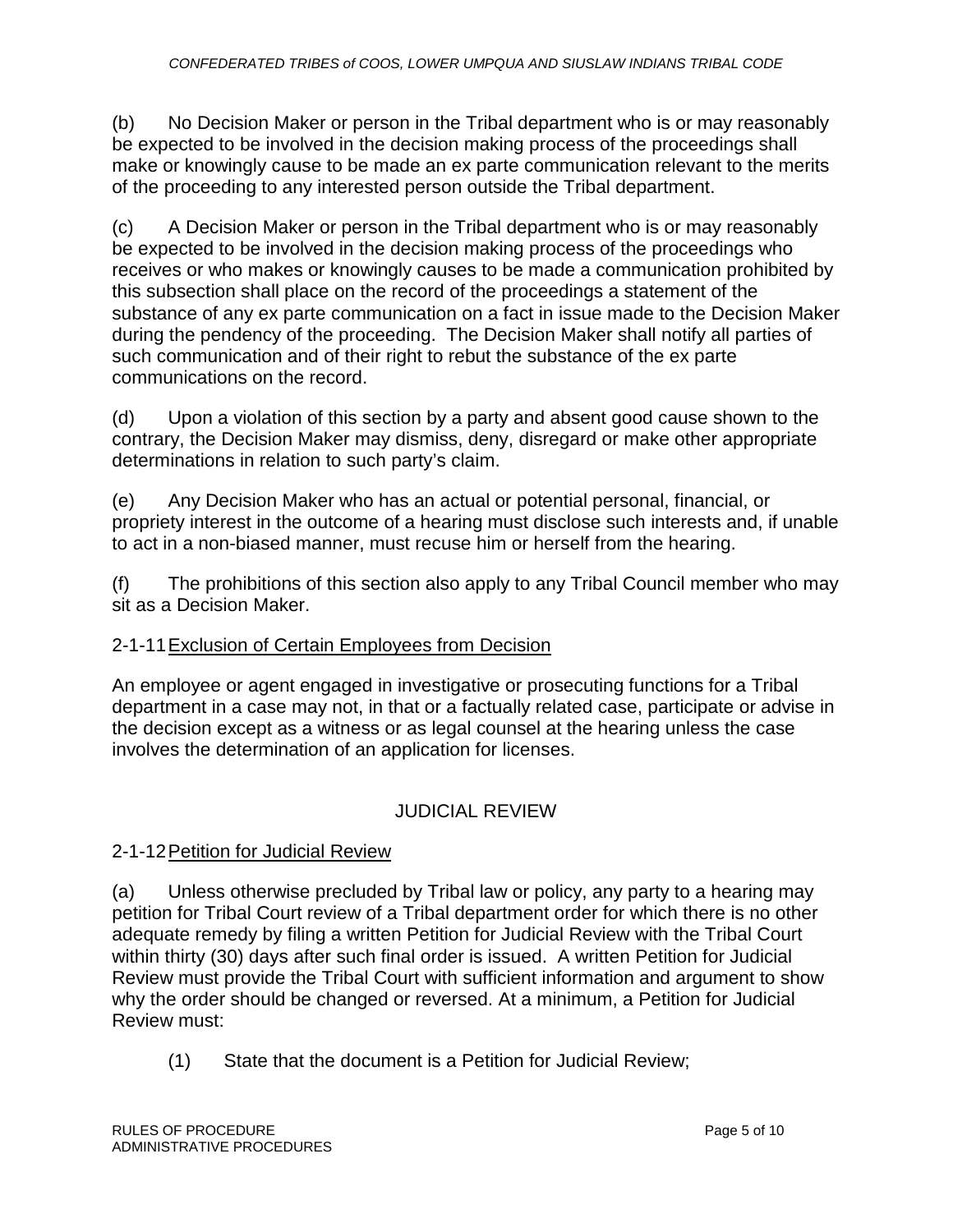(b) No Decision Maker or person in the Tribal department who is or may reasonably be expected to be involved in the decision making process of the proceedings shall make or knowingly cause to be made an ex parte communication relevant to the merits of the proceeding to any interested person outside the Tribal department.

(c) A Decision Maker or person in the Tribal department who is or may reasonably be expected to be involved in the decision making process of the proceedings who receives or who makes or knowingly causes to be made a communication prohibited by this subsection shall place on the record of the proceedings a statement of the substance of any ex parte communication on a fact in issue made to the Decision Maker during the pendency of the proceeding. The Decision Maker shall notify all parties of such communication and of their right to rebut the substance of the ex parte communications on the record.

(d) Upon a violation of this section by a party and absent good cause shown to the contrary, the Decision Maker may dismiss, deny, disregard or make other appropriate determinations in relation to such party's claim.

(e) Any Decision Maker who has an actual or potential personal, financial, or propriety interest in the outcome of a hearing must disclose such interests and, if unable to act in a non-biased manner, must recuse him or herself from the hearing.

(f) The prohibitions of this section also apply to any Tribal Council member who may sit as a Decision Maker.

### 2-1-11 Exclusion of Certain Employees from Decision

An employee or agent engaged in investigative or prosecuting functions for a Tribal department in a case may not, in that or a factually related case, participate or advise in the decision except as a witness or as legal counsel at the hearing unless the case involves the determination of an application for licenses.

## JUDICIAL REVIEW

### 2-1-12 Petition for Judicial Review

(a) Unless otherwise precluded by Tribal law or policy, any party to a hearing may petition for Tribal Court review of a Tribal department order for which there is no other adequate remedy by filing a written Petition for Judicial Review with the Tribal Court within thirty (30) days after such final order is issued. A written Petition for Judicial Review must provide the Tribal Court with sufficient information and argument to show why the order should be changed or reversed. At a minimum, a Petition for Judicial Review must:

(1) State that the document is a Petition for Judicial Review;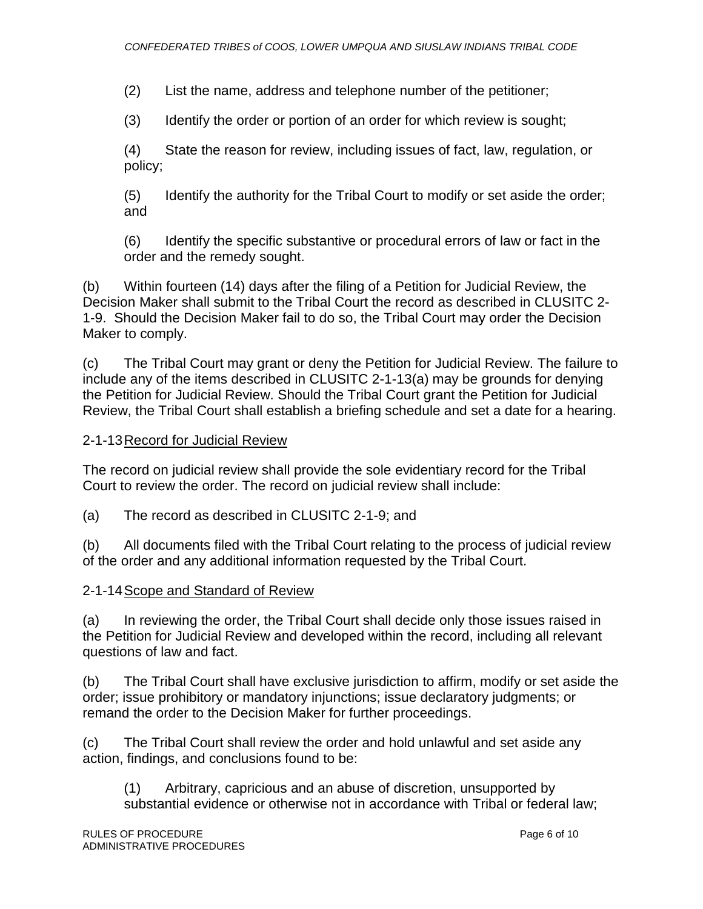(2) List the name, address and telephone number of the petitioner;

(3) Identify the order or portion of an order for which review is sought;

(4) State the reason for review, including issues of fact, law, regulation, or policy;

(5) Identify the authority for the Tribal Court to modify or set aside the order; and

(6) Identify the specific substantive or procedural errors of law or fact in the order and the remedy sought.

(b) Within fourteen (14) days after the filing of a Petition for Judicial Review, the Decision Maker shall submit to the Tribal Court the record as described in CLUSITC 2-1-9. Should the Decision Maker fail to do so, the Tribal Court may order the Decision Maker to comply.

(c) The Tribal Court may grant or deny the Petition for Judicial Review. The failure to include any of the items described in CLUSITC 2-1-13(a) may be grounds for denying the Petition for Judicial Review. Should the Tribal Court grant the Petition for Judicial Review, the Tribal Court shall establish a briefing schedule and set a date for a hearing.

2-1-13 Record for Judicial Review

The record on judicial review shall provide the sole evidentiary record for the Tribal Court to review the order. The record on judicial review shall include:

(a) The record as described in CLUSITC 2-1-9; and

(b) All documents filed with the Tribal Court relating to the process of judicial review of the order and any additional information requested by the Tribal Court.

2-1-14 Scope and Standard of Review

(a) In reviewing the order, the Tribal Court shall decide only those issues raised in the Petition for Judicial Review and developed within the record, including all relevant questions of law and fact.

(b) The Tribal Court shall have exclusive jurisdiction to affirm, modify or set aside the order; issue prohibitory or mandatory injunctions; issue declaratory judgments; or remand the order to the Decision Maker for further proceedings.

(c) The Tribal Court shall review the order and hold unlawful and set aside any action, findings, and conclusions found to be:

(1) Arbitrary, capricious and an abuse of discretion, unsupported by substantial evidence or otherwise not in accordance with Tribal or federal law;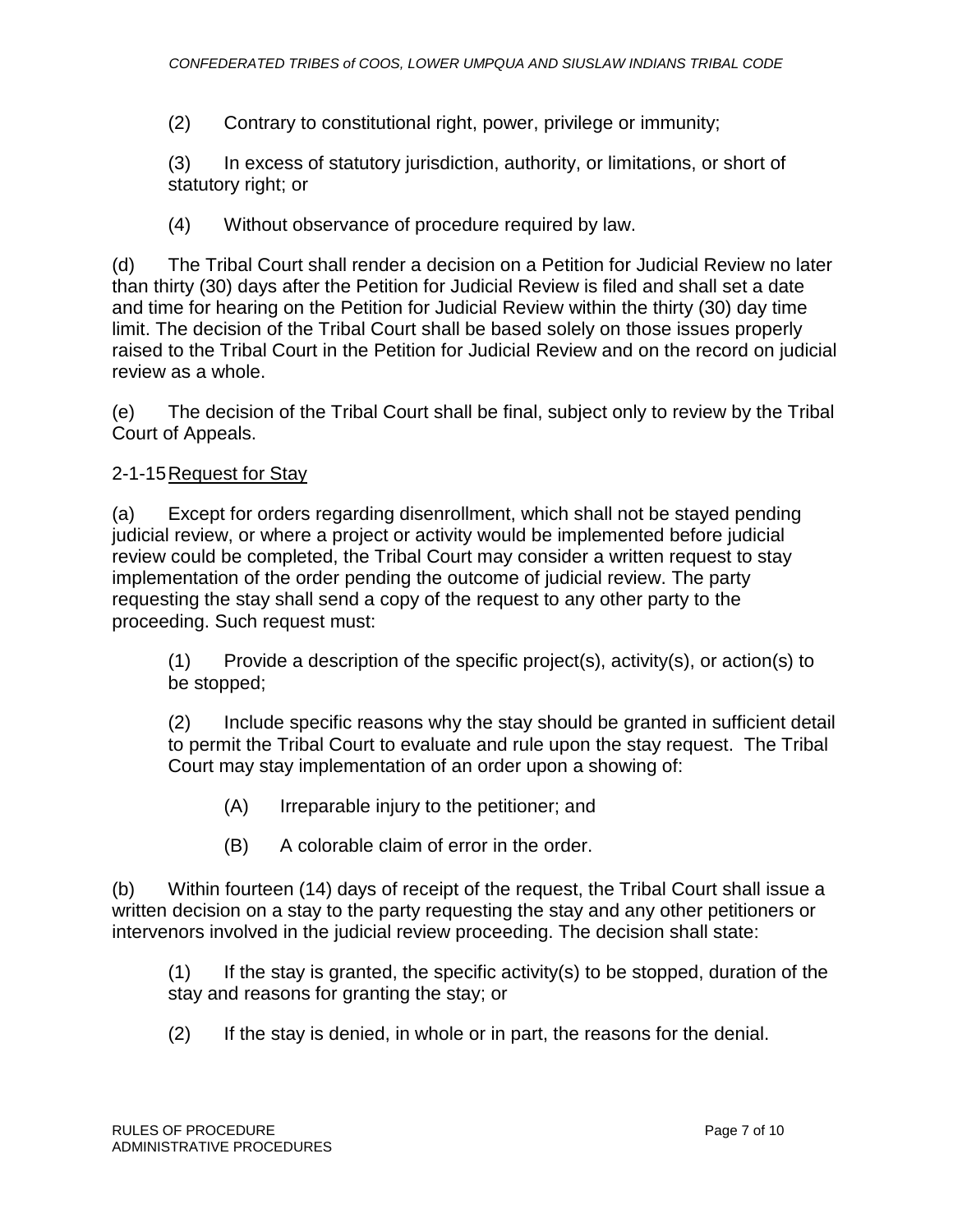(2) Contrary to constitutional right, power, privilege or immunity;

(3) In excess of statutory jurisdiction, authority, or limitations, or short of statutory right; or

(4) Without observance of procedure required by law.

(d) The Tribal Court shall render a decision on a Petition for Judicial Review no later than thirty (30) days after the Petition for Judicial Review is filed and shall set a date and time for hearing on the Petition for Judicial Review within the thirty (30) day time limit. The decision of the Tribal Court shall be based solely on those issues properly raised to the Tribal Court in the Petition for Judicial Review and on the record on judicial review as a whole.

(e) The decision of the Tribal Court shall be final, subject only to review by the Tribal Court of Appeals.

2-1-15 Request for Stay

(a) Except for orders regarding disenrollment, which shall not be stayed pending judicial review, or where a project or activity would be implemented before judicial review could be completed, the Tribal Court may consider a written request to stay implementation of the order pending the outcome of judicial review. The party requesting the stay shall send a copy of the request to any other party to the proceeding. Such request must:

(1) Provide a description of the specific project(s), activity(s), or action(s) to be stopped;

(2) Include specific reasons why the stay should be granted in sufficient detail to permit the Tribal Court to evaluate and rule upon the stay request. The Tribal Court may stay implementation of an order upon a showing of:

(A) Irreparable injury to the petitioner; and

(B) A colorable claim of error in the order.

(b) Within fourteen (14) days of receipt of the request, the Tribal Court shall issue a written decision on a stay to the party requesting the stay and any other petitioners or intervenors involved in the judicial review proceeding. The decision shall state:

(1) If the stay is granted, the specific activity(s) to be stopped, duration of the stay and reasons for granting the stay; or

(2) If the stay is denied, in whole or in part, the reasons for the denial.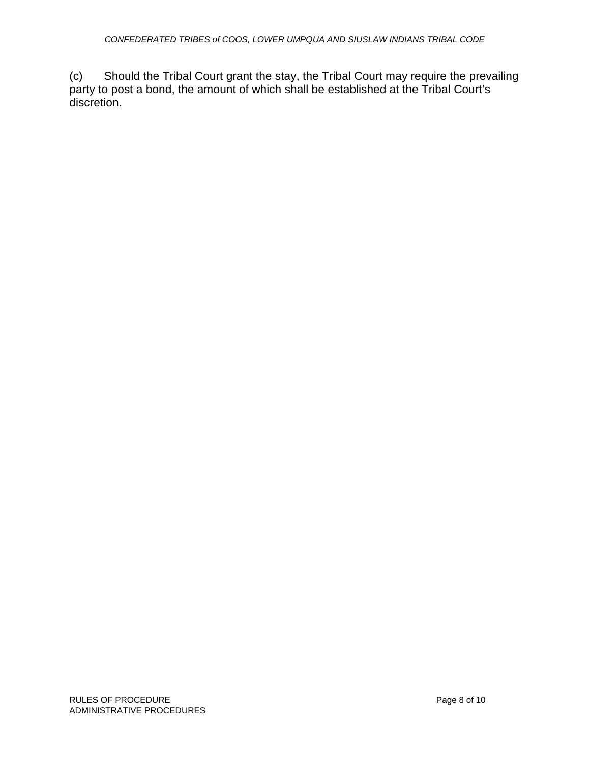(c) Should the Tribal Court grant the stay, the Tribal Court may require the prevailing party to post a bond, the amount of which shall be established at the Tribal Court's discretion.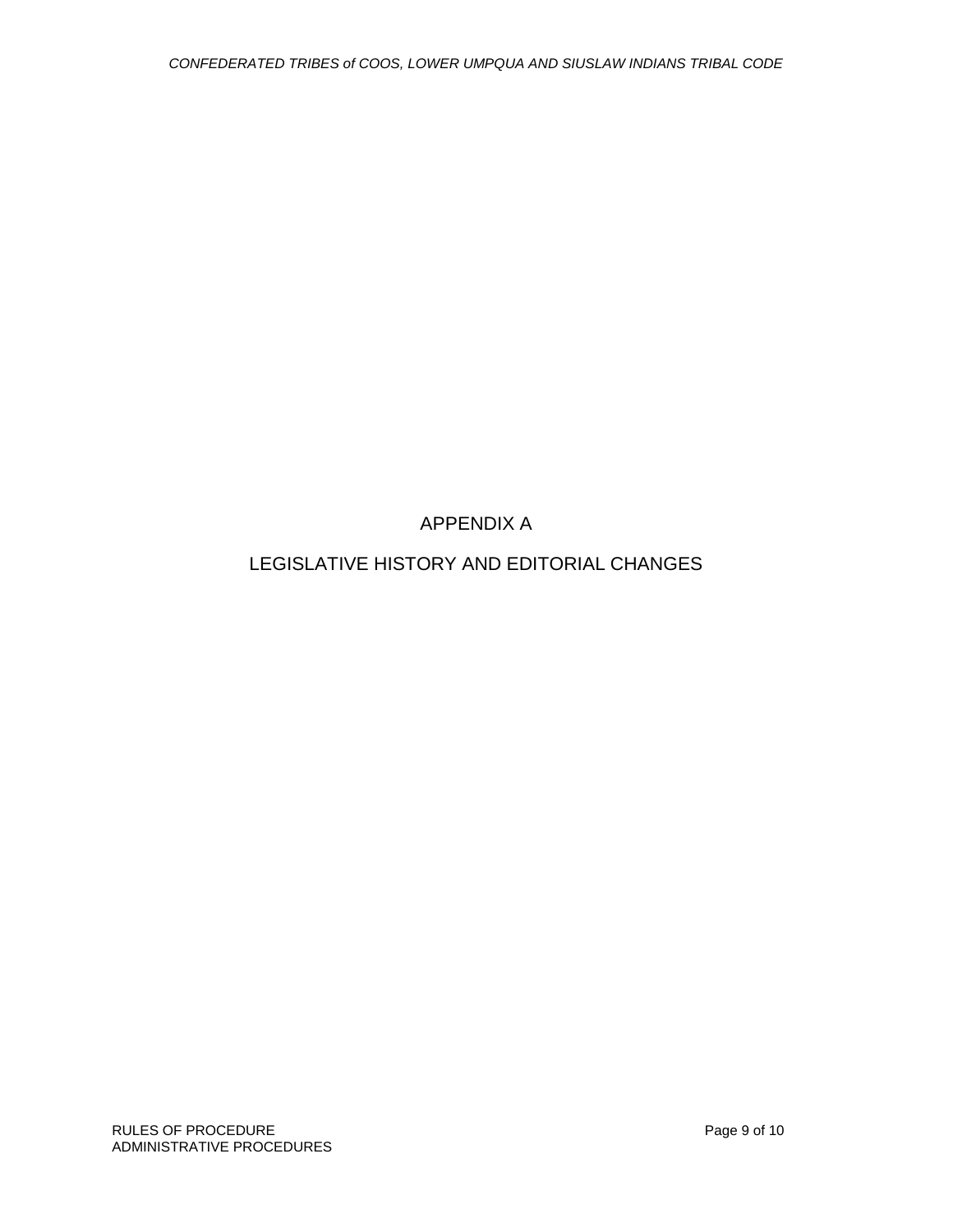# APPENDIX A

## LEGISLATIVE HISTORY AND EDITORIAL CHANGES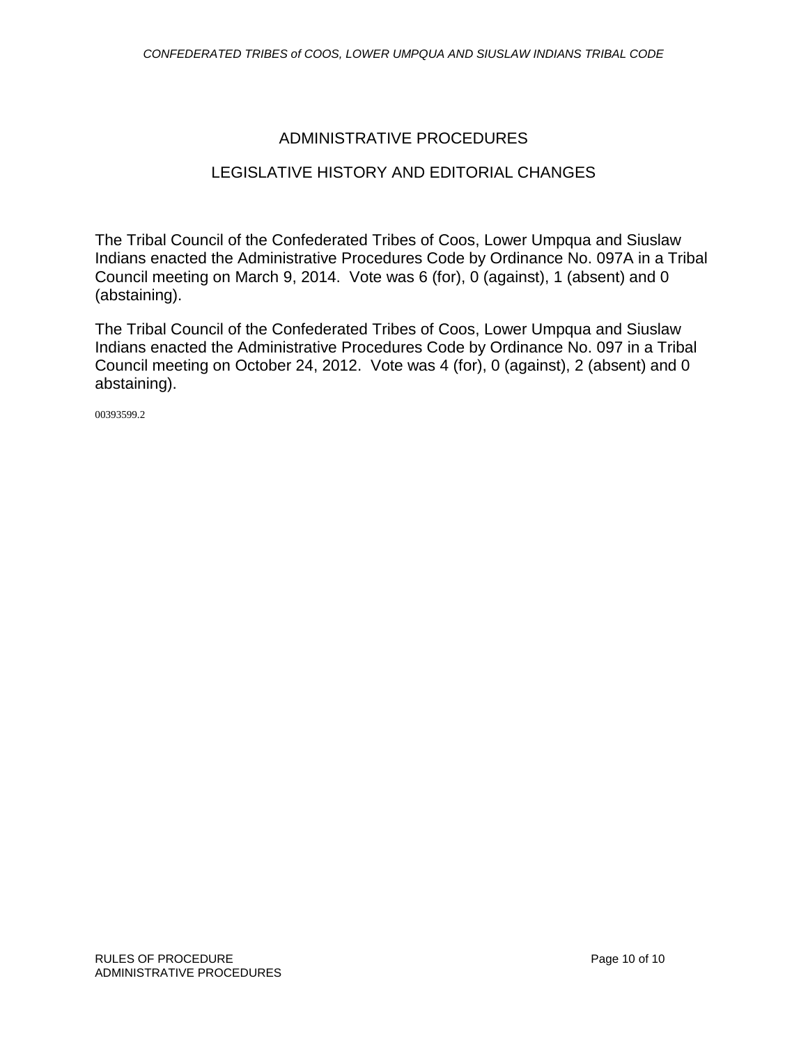## ADMINISTRATIVE PROCEDURES

## LEGISLATIVE HISTORY AND EDITORIAL CHANGES

The Tribal Council of the Confederated Tribes of Coos, Lower Umpqua and Siuslaw Indians enacted the Administrative Procedures Code by Ordinance No. 097A in a Tribal Council meeting on March 9, 2014. Vote was 6 (for), 0 (against), 1 (absent) and 0 (abstaining).

The Tribal Council of the Confederated Tribes of Coos, Lower Umpqua and Siuslaw Indians enacted the Administrative Procedures Code by Ordinance No. 097 in a Tribal Council meeting on October 24, 2012. Vote was 4 (for), 0 (against), 2 (absent) and 0 abstaining).

00393599.2